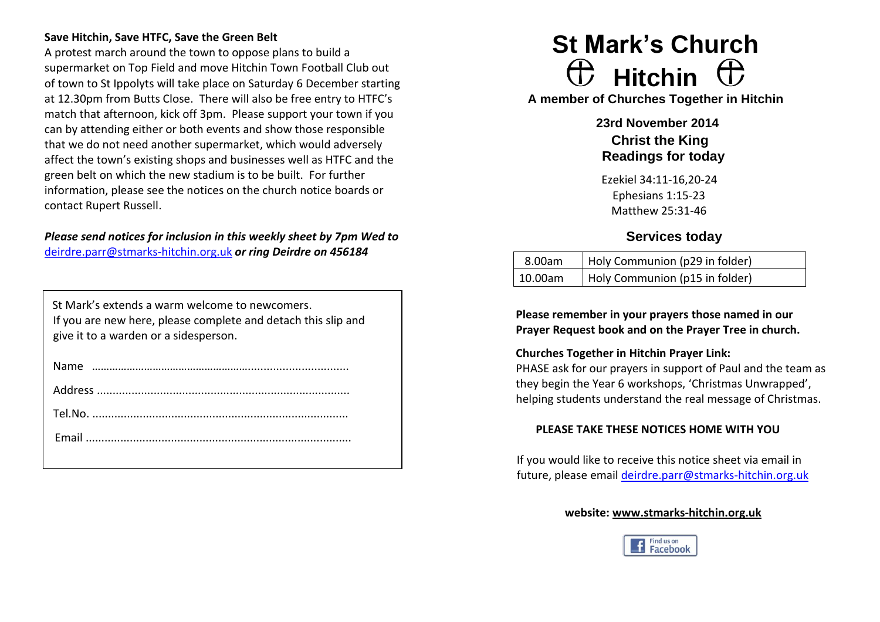**Save Hitchin, Save HTFC, Save the Green Belt**

A protest march around the town to oppose plans to build a supermarket on Top Field and move Hitchin Town Football Club out of town to St Ippolyts will take place on Saturday 6 December starting at 12.30pm from Butts Close. There will also be free entry to HTFC's match that afternoon, kick off 3pm. Please support your town if you can by attending either or both events and show those responsible that we do not need another supermarket, which would adversely affect the town's existing shops and businesses well as HTFC and the green belt on which the new stadium is to be built. For further information, please see the notices on the church notice boards or contact Rupert Russell.

***Please send notices for inclusion in this weekly sheet by 7pm Wed to*** deirdre.parr@stmarks-hitchin.org.uk ***or ring Deirdre on 456184***

St Mark's extends a warm welcome to newcomers.
If you are new here, please complete and detach this slip and give it to a warden or a sidesperson.

Name ……………………………………………………………………

Address ……………………………………………………………………

Tel.No. ……………………………………………………………………

Email ……………………………………………………………………

# St Mark's Church ♁ Hitchin ♁

**A member of Churches Together in Hitchin**

**23rd November 2014**

**Christ the King**

**Readings for today**

Ezekiel 34:11-16,20-24
Ephesians 1:15-23
Matthew 25:31-46

## Services today

| | |
|---|---|
| 8.00am | Holy Communion (p29 in folder) |
| 10.00am | Holy Communion (p15 in folder) |

**Please remember in your prayers those named in our Prayer Request book and on the Prayer Tree in church.**

**Churches Together in Hitchin Prayer Link:**
PHASE ask for our prayers in support of Paul and the team as they begin the Year 6 workshops, 'Christmas Unwrapped', helping students understand the real message of Christmas.

**PLEASE TAKE THESE NOTICES HOME WITH YOU**

If you would like to receive this notice sheet via email in future, please email deirdre.parr@stmarks-hitchin.org.uk

**website: www.stmarks-hitchin.org.uk**

Find us on Facebook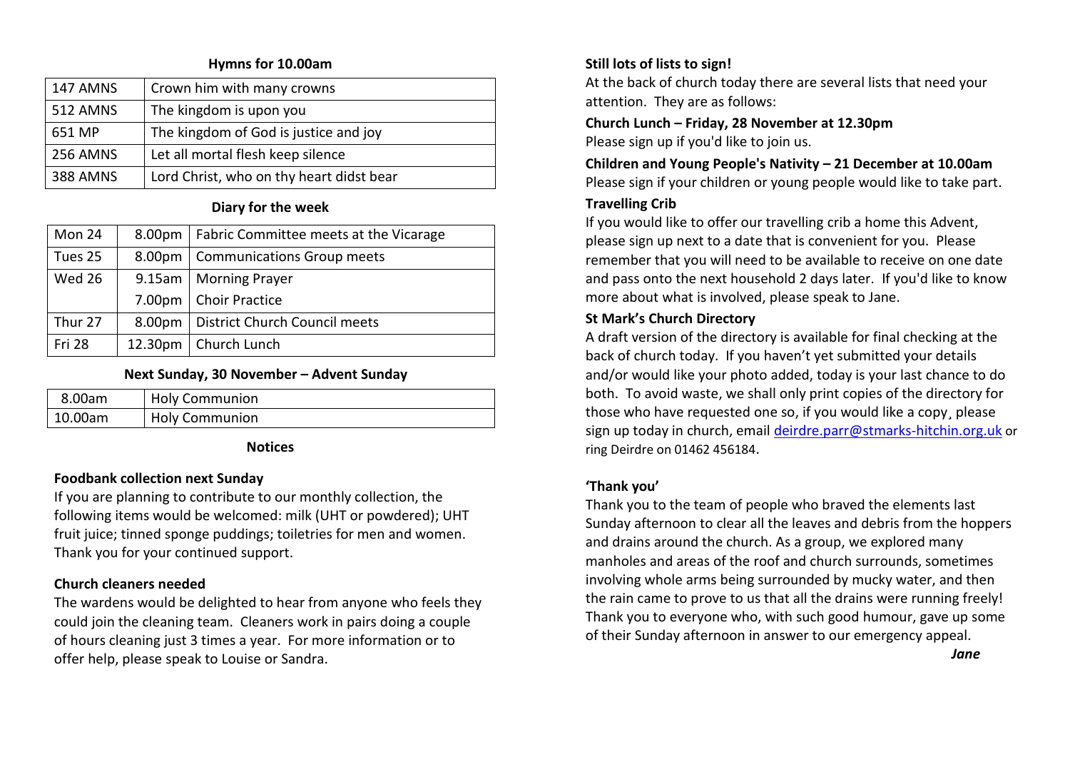### Hymns for 10.00am

| | |
|---|---|
| 147 AMNS | Crown him with many crowns |
| 512 AMNS | The kingdom is upon you |
| 651 MP | The kingdom of God is justice and joy |
| 256 AMNS | Let all mortal flesh keep silence |
| 388 AMNS | Lord Christ, who on thy heart didst bear |

### Diary for the week

| | | |
|---|---|---|
| Mon 24 | 8.00pm | Fabric Committee meets at the Vicarage |
| Tues 25 | 8.00pm | Communications Group meets |
| Wed 26 | 9.15am | Morning Prayer |
| | 7.00pm | Choir Practice |
| Thur 27 | 8.00pm | District Church Council meets |
| Fri 28 | 12.30pm | Church Lunch |

### Next Sunday, 30 November – Advent Sunday

| | |
|---|---|
| 8.00am | Holy Communion |
| 10.00am | Holy Communion |

### Notices

**Foodbank collection next Sunday**

If you are planning to contribute to our monthly collection, the following items would be welcomed: milk (UHT or powdered); UHT fruit juice; tinned sponge puddings; toiletries for men and women. Thank you for your continued support.

**Church cleaners needed**

The wardens would be delighted to hear from anyone who feels they could join the cleaning team. Cleaners work in pairs doing a couple of hours cleaning just 3 times a year. For more information or to offer help, please speak to Louise or Sandra.

**Still lots of lists to sign!**

At the back of church today there are several lists that need your attention. They are as follows:

**Church Lunch – Friday, 28 November at 12.30pm**

Please sign up if you'd like to join us.

**Children and Young People's Nativity – 21 December at 10.00am**

Please sign if your children or young people would like to take part.

**Travelling Crib**

If you would like to offer our travelling crib a home this Advent, please sign up next to a date that is convenient for you. Please remember that you will need to be available to receive on one date and pass onto the next household 2 days later. If you'd like to know more about what is involved, please speak to Jane.

**St Mark's Church Directory**

A draft version of the directory is available for final checking at the back of church today. If you haven't yet submitted your details and/or would like your photo added, today is your last chance to do both. To avoid waste, we shall only print copies of the directory for those who have requested one so, if you would like a copy, please sign up today in church, email deirdre.parr@stmarks-hitchin.org.uk or ring Deirdre on 01462 456184.

**'Thank you'**

Thank you to the team of people who braved the elements last Sunday afternoon to clear all the leaves and debris from the hoppers and drains around the church. As a group, we explored many manholes and areas of the roof and church surrounds, sometimes involving whole arms being surrounded by mucky water, and then the rain came to prove to us that all the drains were running freely! Thank you to everyone who, with such good humour, gave up some of their Sunday afternoon in answer to our emergency appeal.

***Jane***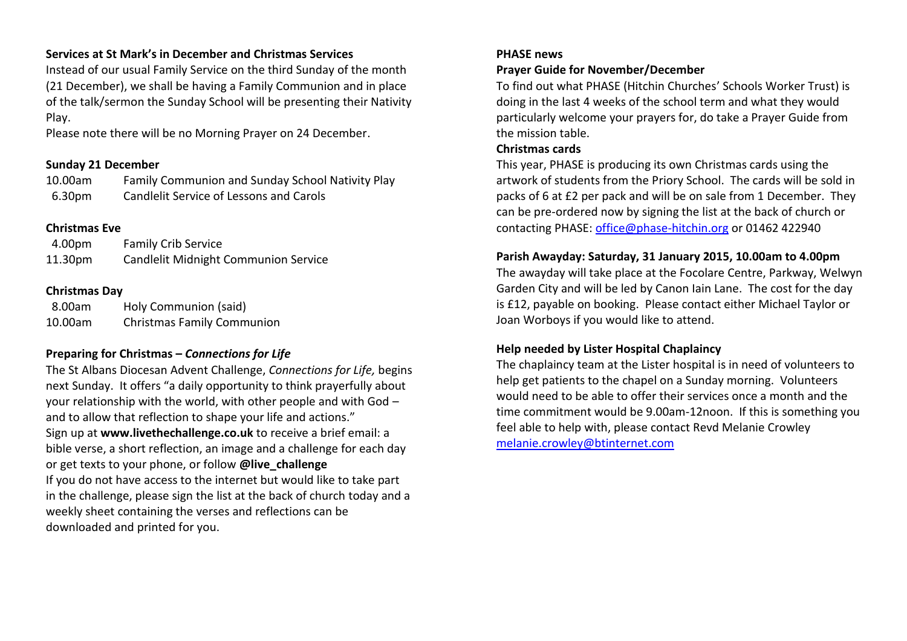**Services at St Mark's in December and Christmas Services**

Instead of our usual Family Service on the third Sunday of the month (21 December), we shall be having a Family Communion and in place of the talk/sermon the Sunday School will be presenting their Nativity Play.

Please note there will be no Morning Prayer on 24 December.

**Sunday 21 December**

| | |
|---|---|
| 10.00am | Family Communion and Sunday School Nativity Play |
| 6.30pm | Candlelit Service of Lessons and Carols |

**Christmas Eve**

| | |
|---|---|
| 4.00pm | Family Crib Service |
| 11.30pm | Candlelit Midnight Communion Service |

**Christmas Day**

| | |
|---|---|
| 8.00am | Holy Communion (said) |
| 10.00am | Christmas Family Communion |

**Preparing for Christmas – *Connections for Life***

The St Albans Diocesan Advent Challenge, *Connections for Life,* begins next Sunday. It offers "a daily opportunity to think prayerfully about your relationship with the world, with other people and with God – and to allow that reflection to shape your life and actions."

Sign up at **www.livethechallenge.co.uk** to receive a brief email: a bible verse, a short reflection, an image and a challenge for each day or get texts to your phone, or follow **@live_challenge**

If you do not have access to the internet but would like to take part in the challenge, please sign the list at the back of church today and a weekly sheet containing the verses and reflections can be downloaded and printed for you.

**PHASE news**

**Prayer Guide for November/December**

To find out what PHASE (Hitchin Churches' Schools Worker Trust) is doing in the last 4 weeks of the school term and what they would particularly welcome your prayers for, do take a Prayer Guide from the mission table.

**Christmas cards**

This year, PHASE is producing its own Christmas cards using the artwork of students from the Priory School. The cards will be sold in packs of 6 at £2 per pack and will be on sale from 1 December. They can be pre-ordered now by signing the list at the back of church or contacting PHASE: office@phase-hitchin.org or 01462 422940

**Parish Awayday: Saturday, 31 January 2015, 10.00am to 4.00pm**

The awayday will take place at the Focolare Centre, Parkway, Welwyn Garden City and will be led by Canon Iain Lane. The cost for the day is £12, payable on booking. Please contact either Michael Taylor or Joan Worboys if you would like to attend.

**Help needed by Lister Hospital Chaplaincy**

The chaplaincy team at the Lister hospital is in need of volunteers to help get patients to the chapel on a Sunday morning. Volunteers would need to be able to offer their services once a month and the time commitment would be 9.00am-12noon. If this is something you feel able to help with, please contact Revd Melanie Crowley melanie.crowley@btinternet.com